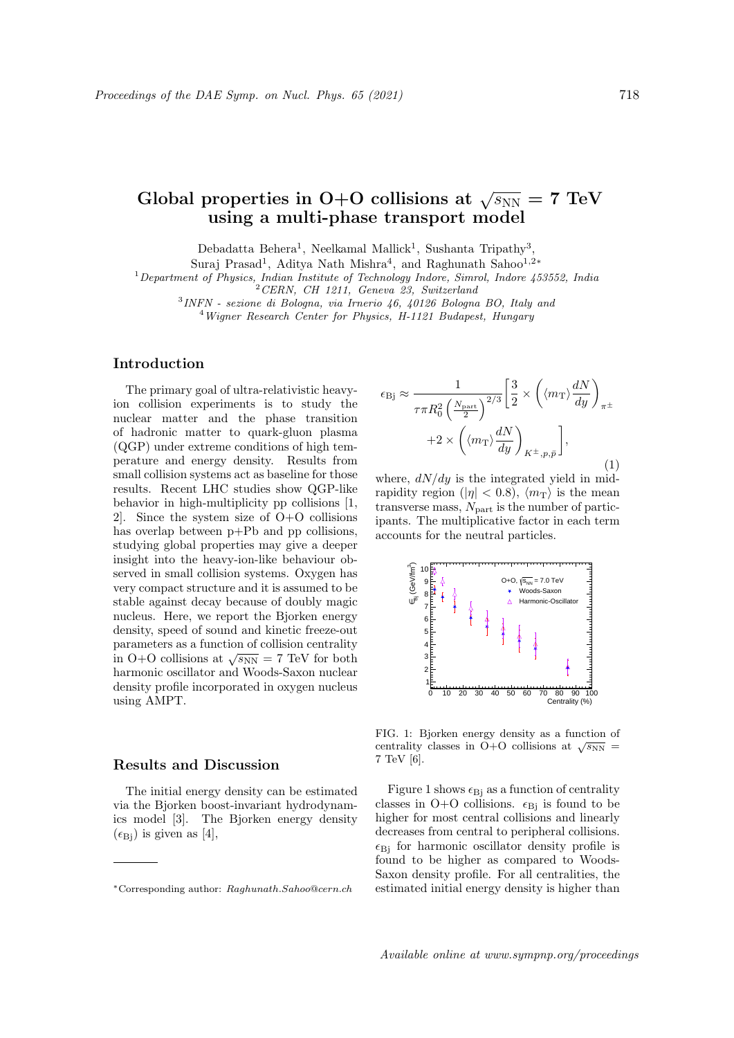# Global properties in O+O collisions at $\sqrt{s_{\rm NN}}$ = 7 TeV using a multi-phase transport model

Debadatta Behera[1], Neelkamal Mallick[1], Sushanta Tripathy[3], Suraj Prasad[1], Aditya Nath Mishra[4], and Raghunath Sahoo[1,2*]

[1] *Department of Physics, Indian Institute of Technology Indore, Simrol, Indore 453552, India*
[2] *CERN, CH 1211, Geneva 23, Switzerland*
[3] *INFN - sezione di Bologna, via Irnerio 46, 40126 Bologna BO, Italy and*
[4] *Wigner Research Center for Physics, H-1121 Budapest, Hungary*

## Introduction

The primary goal of ultra-relativistic heavy-ion collision experiments is to study the nuclear matter and the phase transition of hadronic matter to quark-gluon plasma (QGP) under extreme conditions of high temperature and energy density. Results from small collision systems act as baseline for those results. Recent LHC studies show QGP-like behavior in high-multiplicity pp collisions [1, 2]. Since the system size of O+O collisions has overlap between p+Pb and pp collisions, studying global properties may give a deeper insight into the heavy-ion-like behaviour observed in small collision systems. Oxygen has very compact structure and it is assumed to be stable against decay because of doubly magic nucleus. Here, we report the Bjorken energy density, speed of sound and kinetic freeze-out parameters as a function of collision centrality in O+O collisions at $\sqrt{s_{\rm NN}}$ = 7 TeV for both harmonic oscillator and Woods-Saxon nuclear density profile incorporated in oxygen nucleus using AMPT.

## Results and Discussion

The initial energy density can be estimated via the Bjorken boost-invariant hydrodynamics model [3]. The Bjorken energy density ($\epsilon_{\rm Bj}$) is given as [4],

$$\epsilon_{\rm Bj} \approx \frac{1}{\tau \pi R_0^2 \left(\frac{N_{\rm part}}{2}\right)^{2/3}} \left[ \frac{3}{2} \times \left( \langle m_{\rm T} \rangle \frac{dN}{dy} \right)_{\pi^{\pm}} + 2 \times \left( \langle m_{\rm T} \rangle \frac{dN}{dy} \right)_{K^{\pm},p,\bar{p}} \right], \tag{1}$$

where, $dN/dy$ is the integrated yield in mid-rapidity region ($|\eta| < 0.8$), $\langle m_{\rm T} \rangle$ is the mean transverse mass, $N_{\rm part}$ is the number of participants. The multiplicative factor in each term accounts for the neutral particles.

FIG. 1: Bjorken energy density as a function of centrality classes in O+O collisions at $\sqrt{s_{\rm NN}}$ = 7 TeV [6].

Figure 1 shows $\epsilon_{\rm Bj}$ as a function of centrality classes in O+O collisions. $\epsilon_{\rm Bj}$ is found to be higher for most central collisions and linearly decreases from central to peripheral collisions. $\epsilon_{\rm Bj}$ for harmonic oscillator density profile is found to be higher as compared to Woods-Saxon density profile. For all centralities, the estimated initial energy density is higher than

---

*Corresponding author: *Raghunath.Sahoo@cern.ch*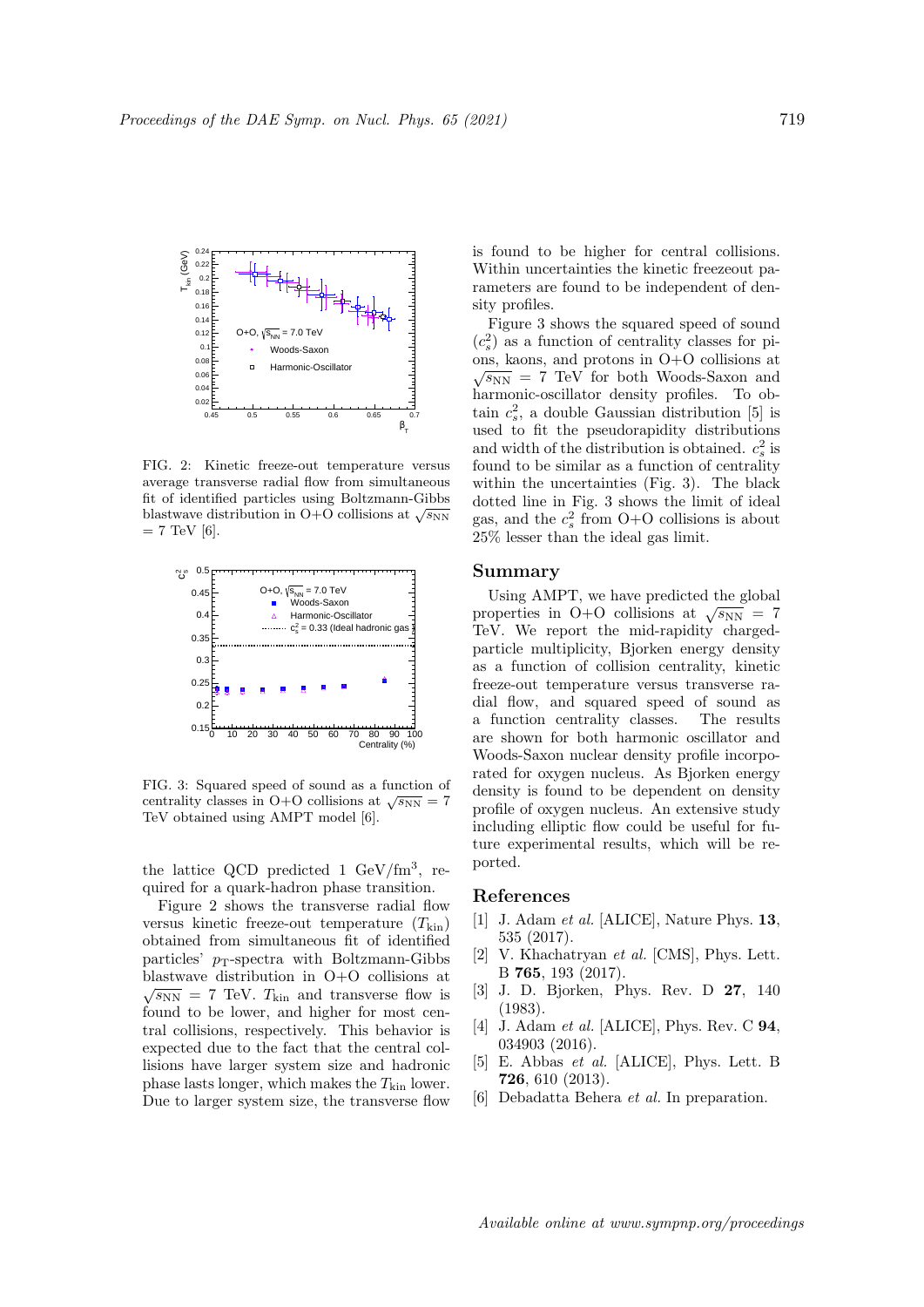T$_{kin}$ (GeV)

0.24
0.22
0.2
0.18
0.16
0.14
0.12
0.1
0.08
0.06
0.04
0.02

0.45 0.5 0.55 0.6 0.65 0.7

$\beta_T$

O+O, $\sqrt{s_{NN}}$ = 7.0 TeV

Woods-Saxon

Harmonic-Oscillator

FIG. 2: Kinetic freeze-out temperature versus average transverse radial flow from simultaneous fit of identified particles using Boltzmann-Gibbs blastwave distribution in O+O collisions at $\sqrt{s_{\rm NN}}$ = 7 TeV [6].

$c_s^2$

0.5
0.45
0.4
0.35
0.3
0.25
0.2
0.15

0 10 20 30 40 50 60 70 80 90 100

Centrality (%)

O+O, $\sqrt{s_{NN}}$ = 7.0 TeV

Woods-Saxon

Harmonic-Oscillator

$c_s^2$ = 0.33 (Ideal hadronic gas)

FIG. 3: Squared speed of sound as a function of centrality classes in O+O collisions at $\sqrt{s_{\rm NN}} = 7$ TeV obtained using AMPT model [6].

the lattice QCD predicted 1 GeV/fm$^3$, required for a quark-hadron phase transition.

Figure 2 shows the transverse radial flow versus kinetic freeze-out temperature ($T_{\rm kin}$) obtained from simultaneous fit of identified particles' $p_{\rm T}$-spectra with Boltzmann-Gibbs blastwave distribution in O+O collisions at $\sqrt{s_{\rm NN}} = 7$ TeV. $T_{\rm kin}$ and transverse flow is found to be lower, and higher for most central collisions, respectively. This behavior is expected due to the fact that the central collisions have larger system size and hadronic phase lasts longer, which makes the $T_{\rm kin}$ lower. Due to larger system size, the transverse flow is found to be higher for central collisions. Within uncertainties the kinetic freezeout parameters are found to be independent of density profiles.

Figure 3 shows the squared speed of sound ($c_s^2$) as a function of centrality classes for pions, kaons, and protons in O+O collisions at $\sqrt{s_{\rm NN}} = 7$ TeV for both Woods-Saxon and harmonic-oscillator density profiles. To obtain $c_s^2$, a double Gaussian distribution [5] is used to fit the pseudorapidity distributions and width of the distribution is obtained. $c_s^2$ is found to be similar as a function of centrality within the uncertainties (Fig. 3). The black dotted line in Fig. 3 shows the limit of ideal gas, and the $c_s^2$ from O+O collisions is about 25% lesser than the ideal gas limit.

## Summary

Using AMPT, we have predicted the global properties in O+O collisions at $\sqrt{s_{\rm NN}} = 7$ TeV. We report the mid-rapidity charged-particle multiplicity, Bjorken energy density as a function of collision centrality, kinetic freeze-out temperature versus transverse radial flow, and squared speed of sound as a function centrality classes. The results are shown for both harmonic oscillator and Woods-Saxon nuclear density profile incorporated for oxygen nucleus. As Bjorken energy density is found to be dependent on density profile of oxygen nucleus. An extensive study including elliptic flow could be useful for future experimental results, which will be reported.

## References

[1] J. Adam *et al.* [ALICE], Nature Phys. **13**, 535 (2017).

[2] V. Khachatryan *et al.* [CMS], Phys. Lett. B **765**, 193 (2017).

[3] J. D. Bjorken, Phys. Rev. D **27**, 140 (1983).

[4] J. Adam *et al.* [ALICE], Phys. Rev. C **94**, 034903 (2016).

[5] E. Abbas *et al.* [ALICE], Phys. Lett. B **726**, 610 (2013).

[6] Debadatta Behera *et al.* In preparation.